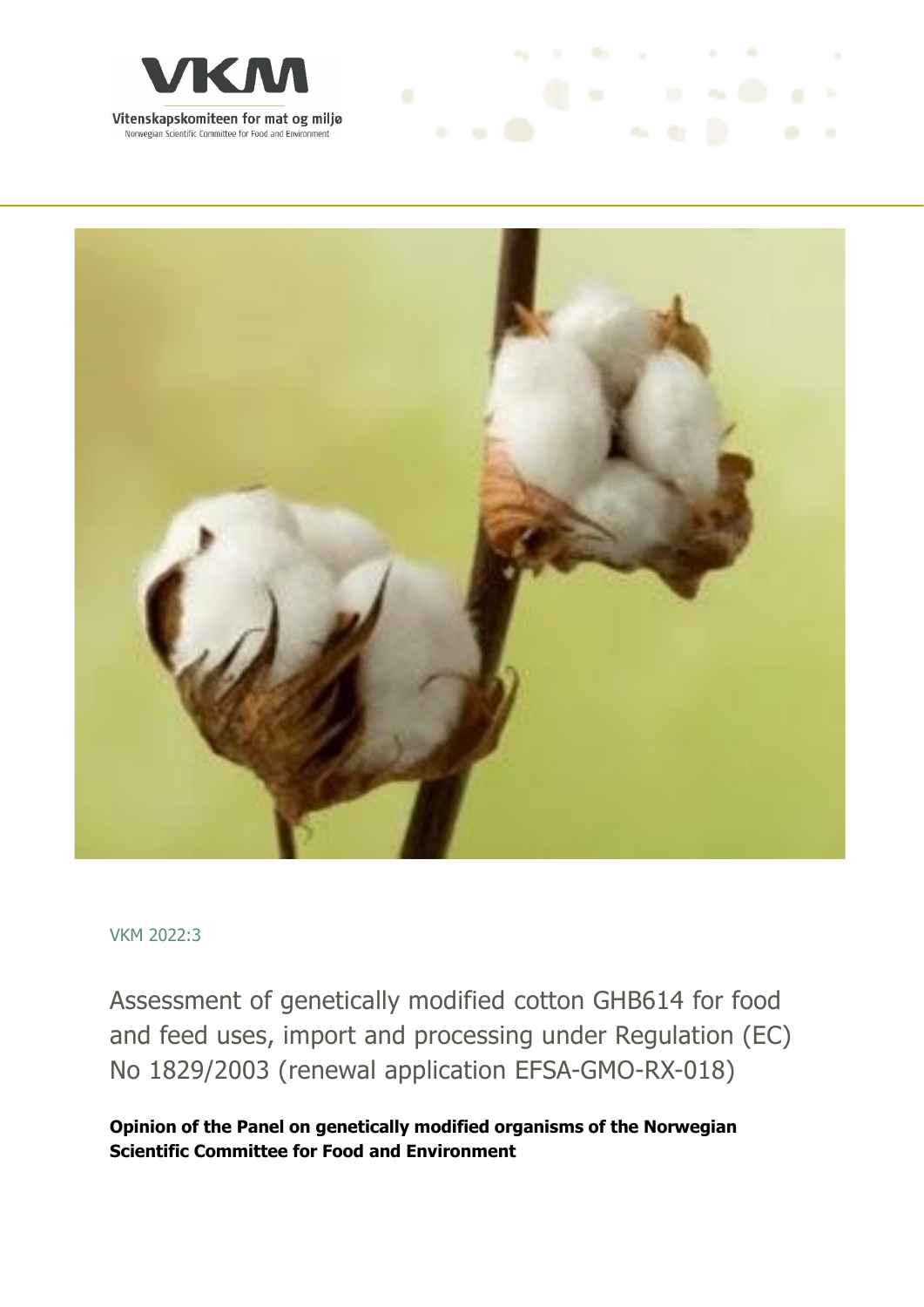VKM

Vitenskapskomiteen for mat og miljø

Norwegian Scientific Committee for Food and Environment

VKM 2022:3

# Assessment of genetically modified cotton GHB614 for food and feed uses, import and processing under Regulation (EC) No 1829/2003 (renewal application EFSA-GMO-RX-018)

**Opinion of the Panel on genetically modified organisms of the Norwegian Scientific Committee for Food and Environment**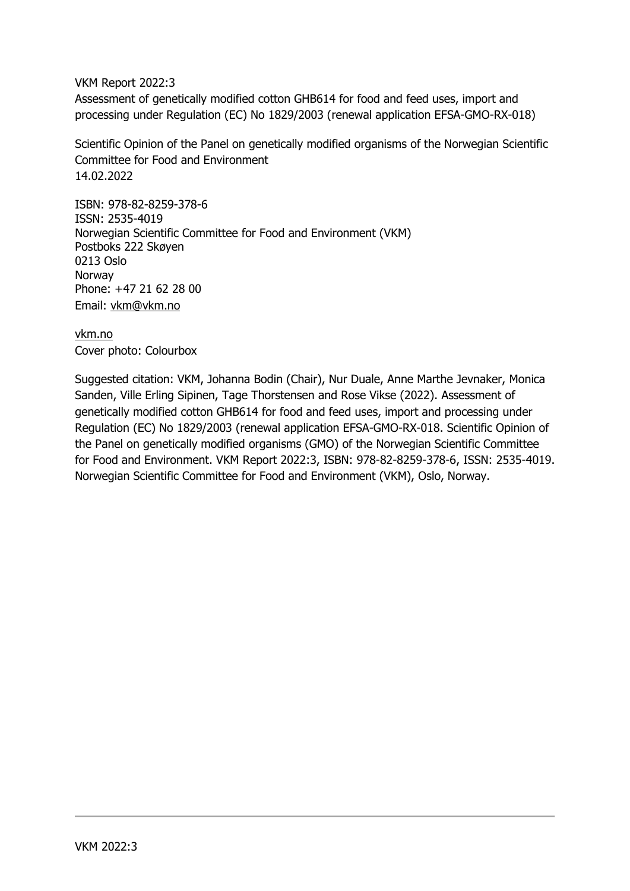VKM Report 2022:3
Assessment of genetically modified cotton GHB614 for food and feed uses, import and processing under Regulation (EC) No 1829/2003 (renewal application EFSA-GMO-RX-018)

Scientific Opinion of the Panel on genetically modified organisms of the Norwegian Scientific Committee for Food and Environment
14.02.2022

ISBN: 978-82-8259-378-6
ISSN: 2535-4019
Norwegian Scientific Committee for Food and Environment (VKM)
Postboks 222 Skøyen
0213 Oslo
Norway
Phone: +47 21 62 28 00
Email: vkm@vkm.no

vkm.no
Cover photo: Colourbox

Suggested citation: VKM, Johanna Bodin (Chair), Nur Duale, Anne Marthe Jevnaker, Monica Sanden, Ville Erling Sipinen, Tage Thorstensen and Rose Vikse (2022). Assessment of genetically modified cotton GHB614 for food and feed uses, import and processing under Regulation (EC) No 1829/2003 (renewal application EFSA-GMO-RX-018. Scientific Opinion of the Panel on genetically modified organisms (GMO) of the Norwegian Scientific Committee for Food and Environment. VKM Report 2022:3, ISBN: 978-82-8259-378-6, ISSN: 2535-4019. Norwegian Scientific Committee for Food and Environment (VKM), Oslo, Norway.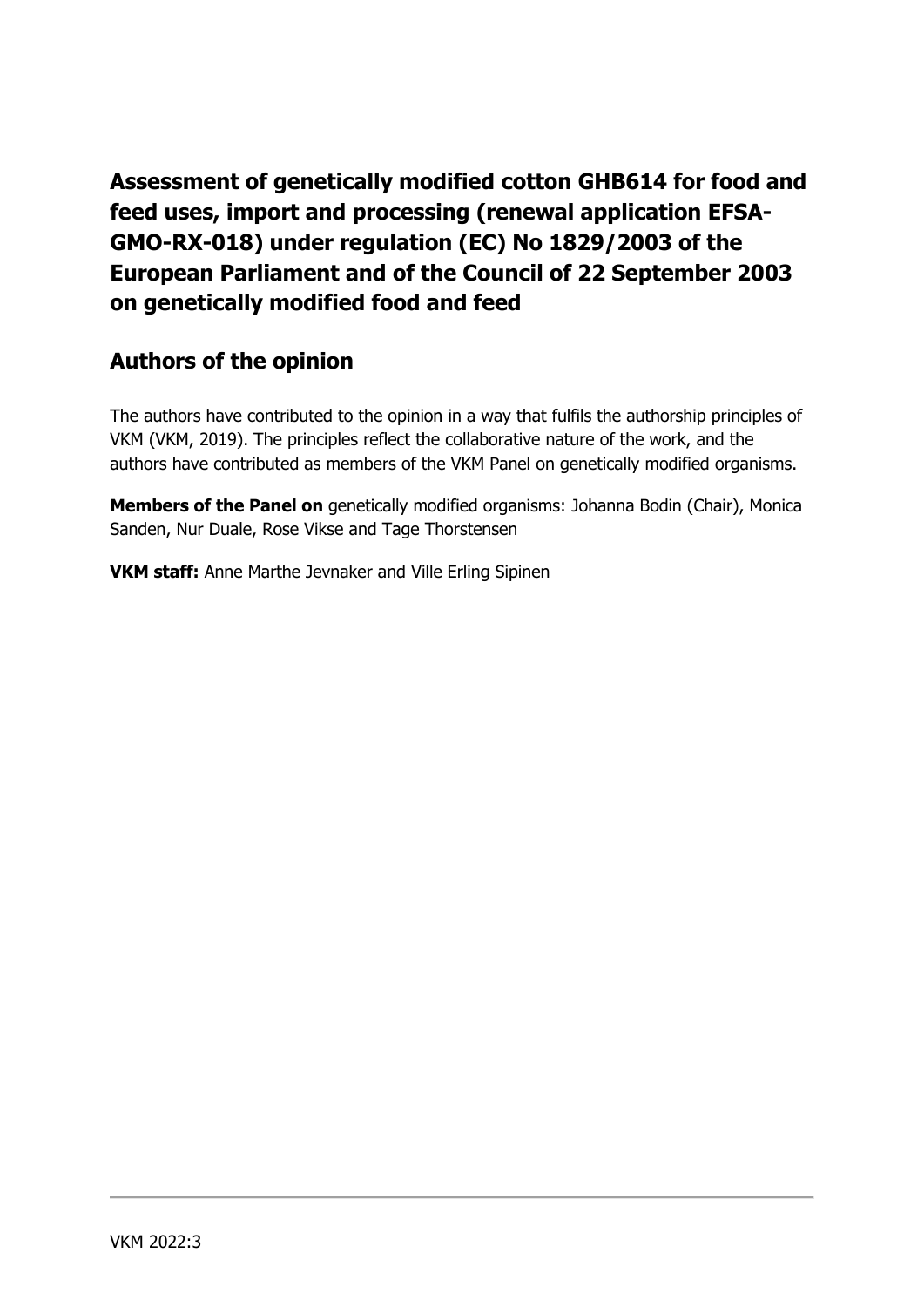# Assessment of genetically modified cotton GHB614 for food and feed uses, import and processing (renewal application EFSA-GMO-RX-018) under regulation (EC) No 1829/2003 of the European Parliament and of the Council of 22 September 2003 on genetically modified food and feed

## Authors of the opinion

The authors have contributed to the opinion in a way that fulfils the authorship principles of VKM (VKM, 2019). The principles reflect the collaborative nature of the work, and the authors have contributed as members of the VKM Panel on genetically modified organisms.

**Members of the Panel on** genetically modified organisms: Johanna Bodin (Chair), Monica Sanden, Nur Duale, Rose Vikse and Tage Thorstensen

**VKM staff:** Anne Marthe Jevnaker and Ville Erling Sipinen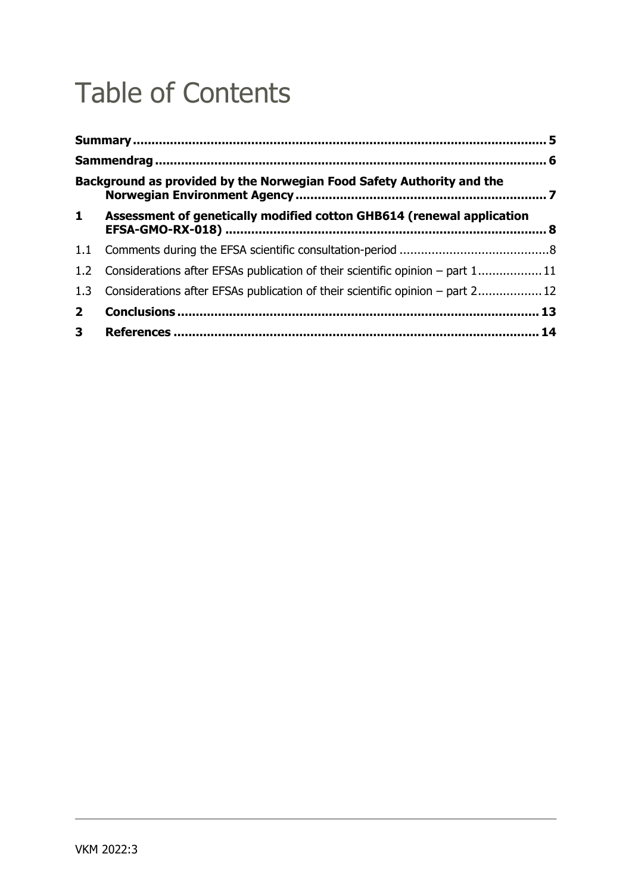# Table of Contents

**Summary** .......... **5**

**Sammendrag** .......... **6**

**Background as provided by the Norwegian Food Safety Authority and the Norwegian Environment Agency** .......... **7**

**1 Assessment of genetically modified cotton GHB614 (renewal application EFSA-GMO-RX-018)** .......... **8**

1.1 Comments during the EFSA scientific consultation-period .......... 8

1.2 Considerations after EFSAs publication of their scientific opinion – part 1 .......... 11

1.3 Considerations after EFSAs publication of their scientific opinion – part 2 .......... 12

**2 Conclusions** .......... **13**

**3 References** .......... **14**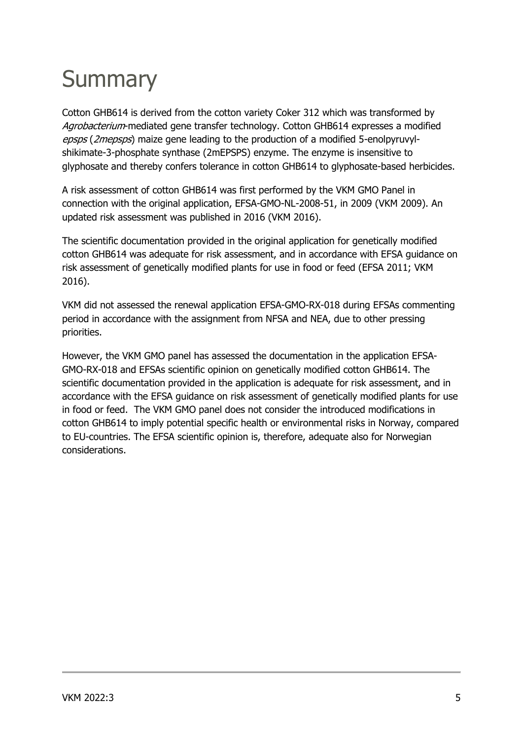# Summary

Cotton GHB614 is derived from the cotton variety Coker 312 which was transformed by *Agrobacterium*-mediated gene transfer technology. Cotton GHB614 expresses a modified *epsps* (*2mepsps*) maize gene leading to the production of a modified 5-enolpyruvyl-shikimate-3-phosphate synthase (2mEPSPS) enzyme. The enzyme is insensitive to glyphosate and thereby confers tolerance in cotton GHB614 to glyphosate-based herbicides.

A risk assessment of cotton GHB614 was first performed by the VKM GMO Panel in connection with the original application, EFSA-GMO-NL-2008-51, in 2009 (VKM 2009). An updated risk assessment was published in 2016 (VKM 2016).

The scientific documentation provided in the original application for genetically modified cotton GHB614 was adequate for risk assessment, and in accordance with EFSA guidance on risk assessment of genetically modified plants for use in food or feed (EFSA 2011; VKM 2016).

VKM did not assessed the renewal application EFSA-GMO-RX-018 during EFSAs commenting period in accordance with the assignment from NFSA and NEA, due to other pressing priorities.

However, the VKM GMO panel has assessed the documentation in the application EFSA-GMO-RX-018 and EFSAs scientific opinion on genetically modified cotton GHB614. The scientific documentation provided in the application is adequate for risk assessment, and in accordance with the EFSA guidance on risk assessment of genetically modified plants for use in food or feed. The VKM GMO panel does not consider the introduced modifications in cotton GHB614 to imply potential specific health or environmental risks in Norway, compared to EU-countries. The EFSA scientific opinion is, therefore, adequate also for Norwegian considerations.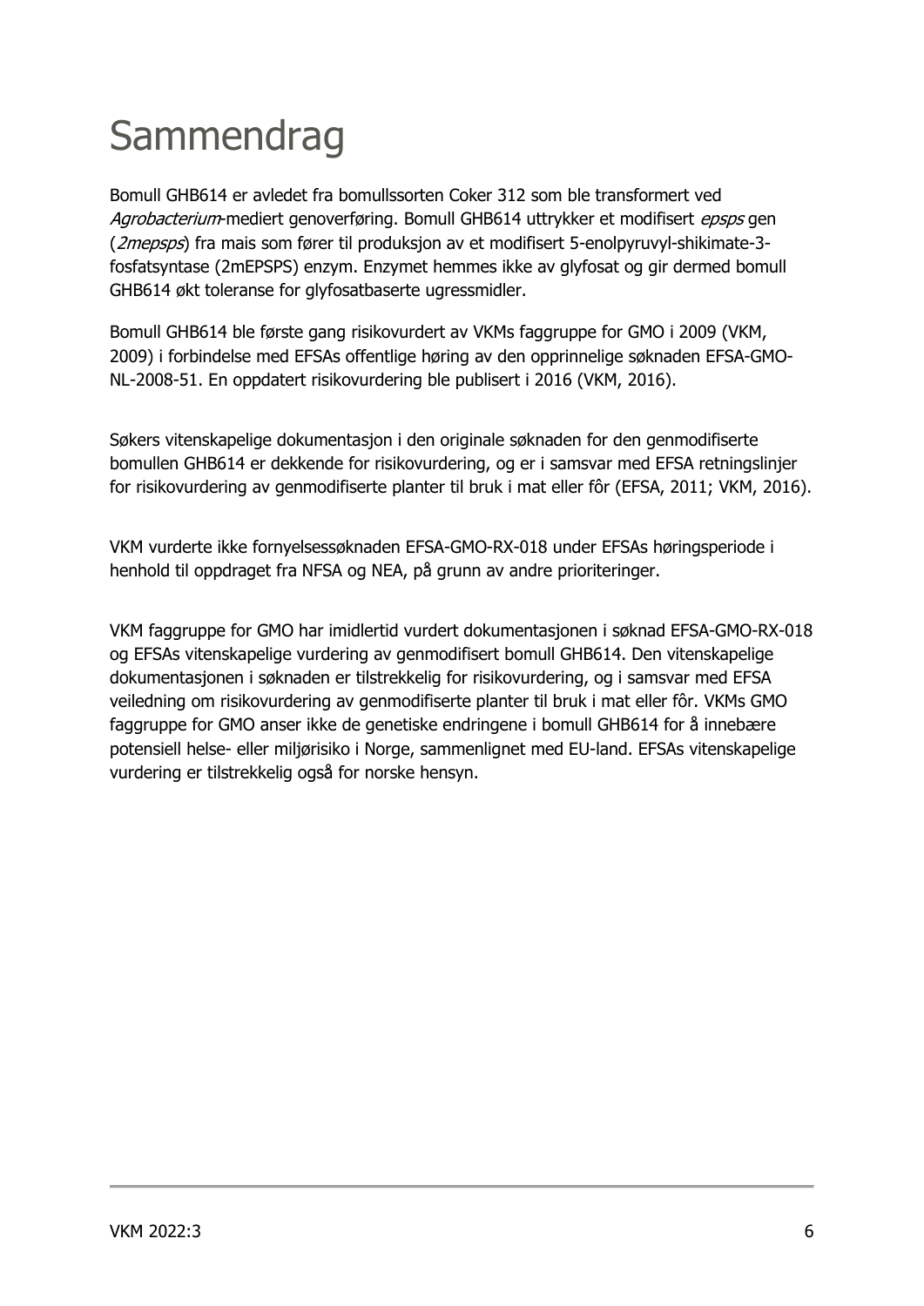# Sammendrag

Bomull GHB614 er avledet fra bomullssorten Coker 312 som ble transformert ved *Agrobacterium*-mediert genoverføring. Bomull GHB614 uttrykker et modifisert *epsps* gen (*2mepsps*) fra mais som fører til produksjon av et modifisert 5-enolpyruvyl-shikimate-3-fosfatsyntase (2mEPSPS) enzym. Enzymet hemmes ikke av glyfosat og gir dermed bomull GHB614 økt toleranse for glyfosatbaserte ugressmidler.

Bomull GHB614 ble første gang risikovurdert av VKMs faggruppe for GMO i 2009 (VKM, 2009) i forbindelse med EFSAs offentlige høring av den opprinnelige søknaden EFSA-GMO-NL-2008-51. En oppdatert risikovurdering ble publisert i 2016 (VKM, 2016).

Søkers vitenskapelige dokumentasjon i den originale søknaden for den genmodifiserte bomullen GHB614 er dekkende for risikovurdering, og er i samsvar med EFSA retningslinjer for risikovurdering av genmodifiserte planter til bruk i mat eller fôr (EFSA, 2011; VKM, 2016).

VKM vurderte ikke fornyelsessøknaden EFSA-GMO-RX-018 under EFSAs høringsperiode i henhold til oppdraget fra NFSA og NEA, på grunn av andre prioriteringer.

VKM faggruppe for GMO har imidlertid vurdert dokumentasjonen i søknad EFSA-GMO-RX-018 og EFSAs vitenskapelige vurdering av genmodifisert bomull GHB614. Den vitenskapelige dokumentasjonen i søknaden er tilstrekkelig for risikovurdering, og i samsvar med EFSA veiledning om risikovurdering av genmodifiserte planter til bruk i mat eller fôr. VKMs GMO faggruppe for GMO anser ikke de genetiske endringene i bomull GHB614 for å innebære potensiell helse- eller miljørisiko i Norge, sammenlignet med EU-land. EFSAs vitenskapelige vurdering er tilstrekkelig også for norske hensyn.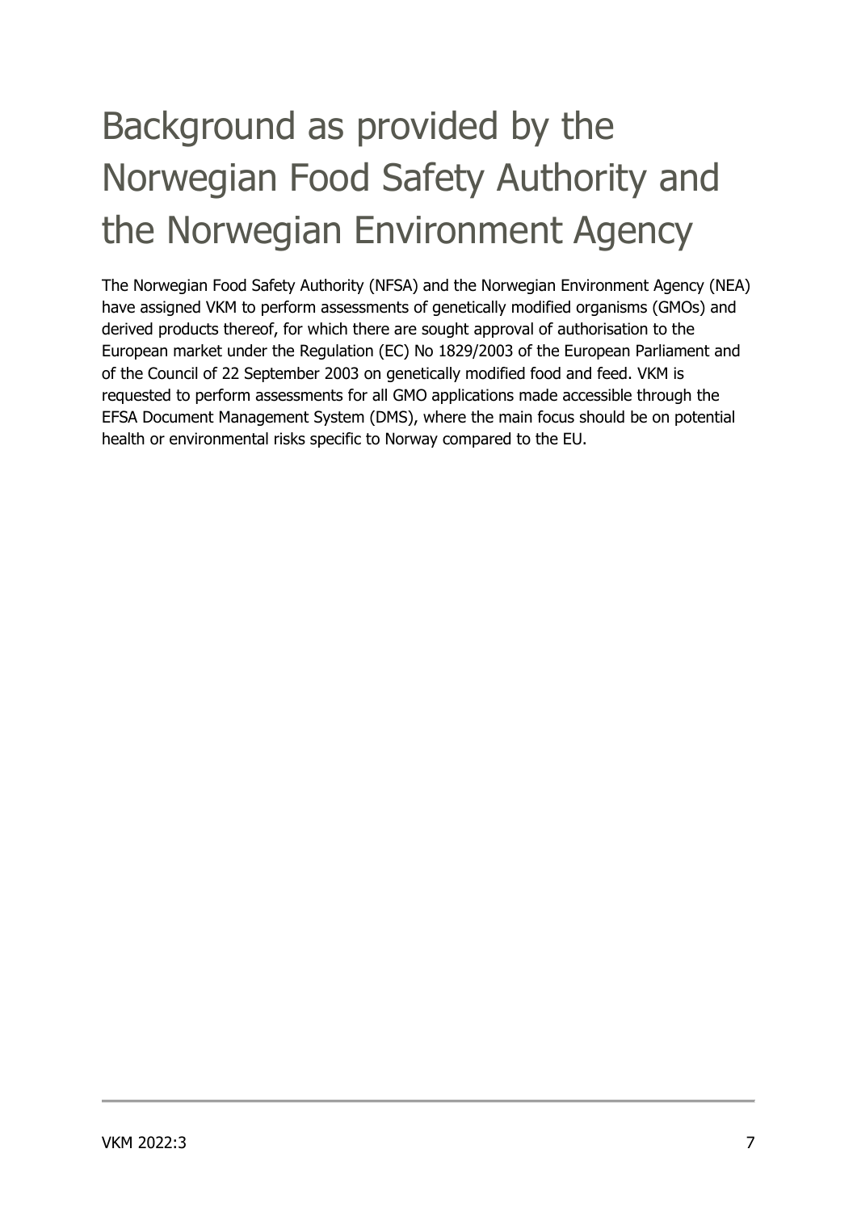# Background as provided by the Norwegian Food Safety Authority and the Norwegian Environment Agency

The Norwegian Food Safety Authority (NFSA) and the Norwegian Environment Agency (NEA) have assigned VKM to perform assessments of genetically modified organisms (GMOs) and derived products thereof, for which there are sought approval of authorisation to the European market under the Regulation (EC) No 1829/2003 of the European Parliament and of the Council of 22 September 2003 on genetically modified food and feed. VKM is requested to perform assessments for all GMO applications made accessible through the EFSA Document Management System (DMS), where the main focus should be on potential health or environmental risks specific to Norway compared to the EU.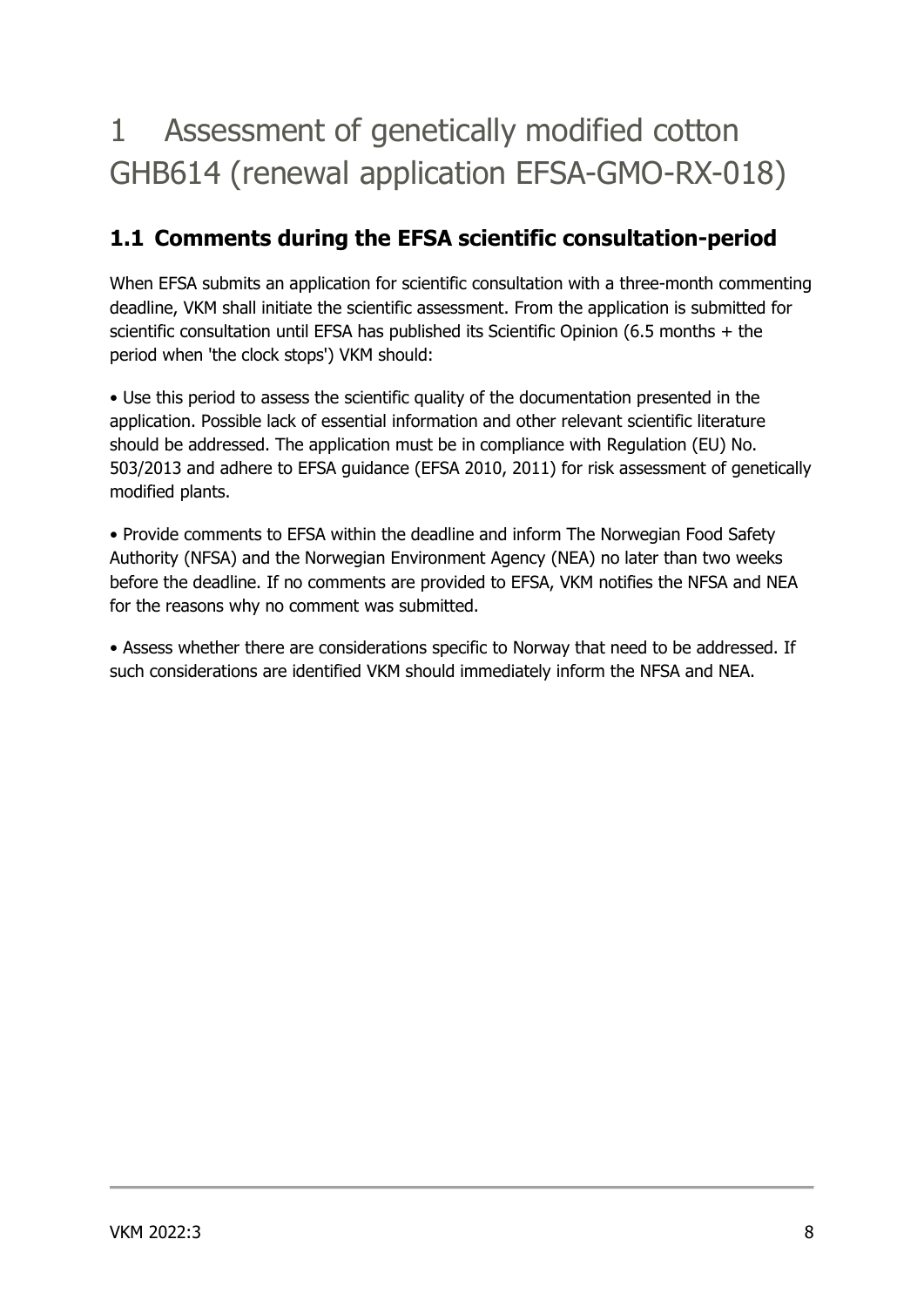# 1 Assessment of genetically modified cotton GHB614 (renewal application EFSA-GMO-RX-018)

## 1.1 Comments during the EFSA scientific consultation-period

When EFSA submits an application for scientific consultation with a three-month commenting deadline, VKM shall initiate the scientific assessment. From the application is submitted for scientific consultation until EFSA has published its Scientific Opinion (6.5 months + the period when 'the clock stops') VKM should:

• Use this period to assess the scientific quality of the documentation presented in the application. Possible lack of essential information and other relevant scientific literature should be addressed. The application must be in compliance with Regulation (EU) No. 503/2013 and adhere to EFSA guidance (EFSA 2010, 2011) for risk assessment of genetically modified plants.

• Provide comments to EFSA within the deadline and inform The Norwegian Food Safety Authority (NFSA) and the Norwegian Environment Agency (NEA) no later than two weeks before the deadline. If no comments are provided to EFSA, VKM notifies the NFSA and NEA for the reasons why no comment was submitted.

• Assess whether there are considerations specific to Norway that need to be addressed. If such considerations are identified VKM should immediately inform the NFSA and NEA.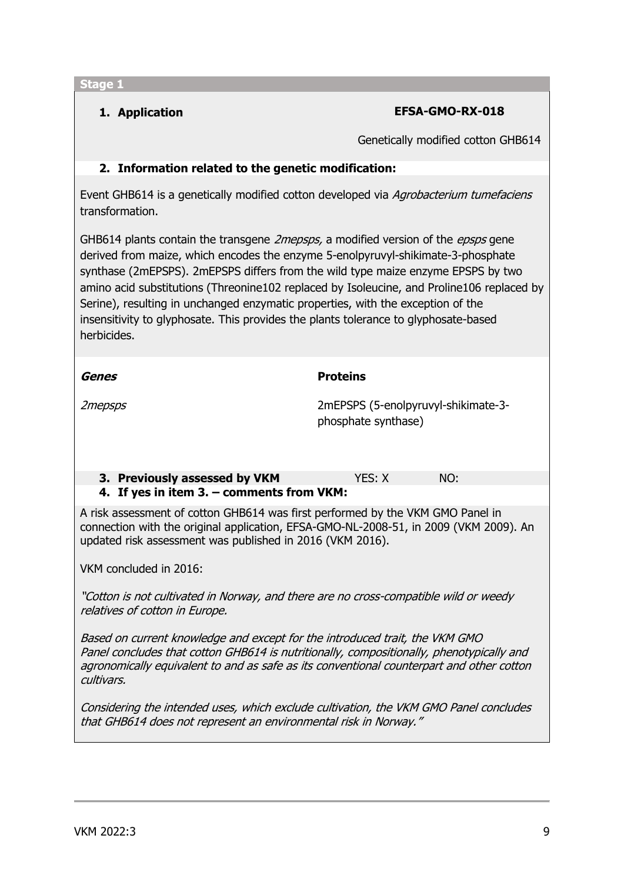**Stage 1**

1. **Application** **EFSA-GMO-RX-018**

Genetically modified cotton GHB614

2. **Information related to the genetic modification:**

Event GHB614 is a genetically modified cotton developed via *Agrobacterium tumefaciens* transformation.

GHB614 plants contain the transgene *2mepsps,* a modified version of the *epsps* gene derived from maize, which encodes the enzyme 5-enolpyruvyl-shikimate-3-phosphate synthase (2mEPSPS). 2mEPSPS differs from the wild type maize enzyme EPSPS by two amino acid substitutions (Threonine102 replaced by Isoleucine, and Proline106 replaced by Serine), resulting in unchanged enzymatic properties, with the exception of the insensitivity to glyphosate. This provides the plants tolerance to glyphosate-based herbicides.

| ***Genes*** | **Proteins** |
| --- | --- |
| *2mepsps* | 2mEPSPS (5-enolpyruvyl-shikimate-3-phosphate synthase) |

3. **Previously assessed by VKM** YES: X NO:
4. **If yes in item 3. – comments from VKM:**

A risk assessment of cotton GHB614 was first performed by the VKM GMO Panel in connection with the original application, EFSA-GMO-NL-2008-51, in 2009 (VKM 2009). An updated risk assessment was published in 2016 (VKM 2016).

VKM concluded in 2016:

*"Cotton is not cultivated in Norway, and there are no cross-compatible wild or weedy relatives of cotton in Europe.*

*Based on current knowledge and except for the introduced trait, the VKM GMO Panel concludes that cotton GHB614 is nutritionally, compositionally, phenotypically and agronomically equivalent to and as safe as its conventional counterpart and other cotton cultivars.*

*Considering the intended uses, which exclude cultivation, the VKM GMO Panel concludes that GHB614 does not represent an environmental risk in Norway."*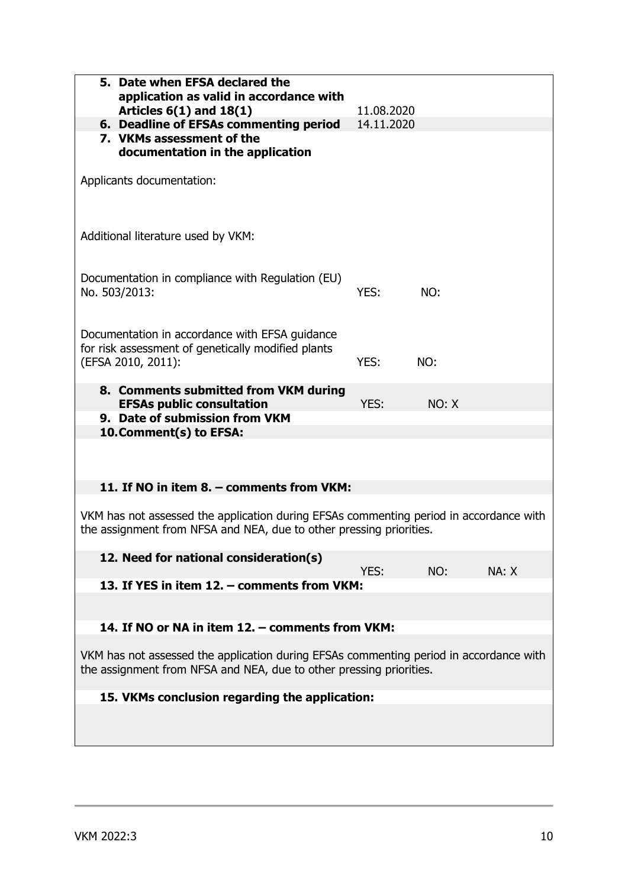| | | | |
|---|---|---|---|
| **5. Date when EFSA declared the application as valid in accordance with Articles 6(1) and 18(1)** | 11.08.2020 | | |
| **6. Deadline of EFSAs commenting period** | 14.11.2020 | | |
| **7. VKMs assessment of the documentation in the application** | | | |
| Applicants documentation: | | | |
| Additional literature used by VKM: | | | |
| Documentation in compliance with Regulation (EU) No. 503/2013: | YES: | NO: | |
| Documentation in accordance with EFSA guidance for risk assessment of genetically modified plants (EFSA 2010, 2011): | YES: | NO: | |
| **8. Comments submitted from VKM during EFSAs public consultation** | YES: | NO: X | |
| **9. Date of submission from VKM** | | | |
| **10. Comment(s) to EFSA:** | | | |
| **11. If NO in item 8. – comments from VKM:** | | | |
| VKM has not assessed the application during EFSAs commenting period in accordance with the assignment from NFSA and NEA, due to other pressing priorities. | | | |
| **12. Need for national consideration(s)** | YES: | NO: | NA: X |
| **13. If YES in item 12. – comments from VKM:** | | | |
| **14. If NO or NA in item 12. – comments from VKM:** | | | |
| VKM has not assessed the application during EFSAs commenting period in accordance with the assignment from NFSA and NEA, due to other pressing priorities. | | | |
| **15. VKMs conclusion regarding the application:** | | | |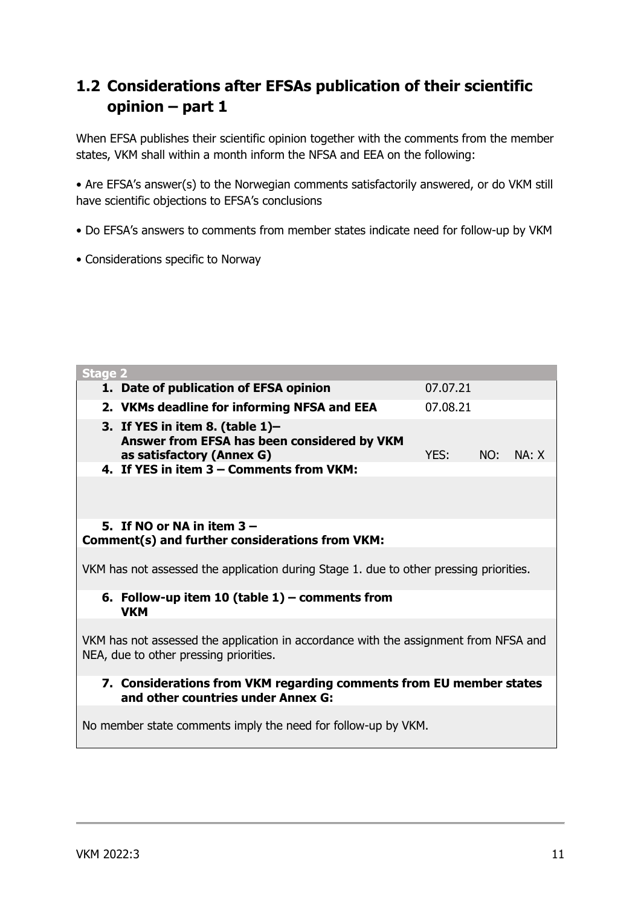## 1.2 Considerations after EFSAs publication of their scientific opinion – part 1

When EFSA publishes their scientific opinion together with the comments from the member states, VKM shall within a month inform the NFSA and EEA on the following:

• Are EFSA's answer(s) to the Norwegian comments satisfactorily answered, or do VKM still have scientific objections to EFSA's conclusions

• Do EFSA's answers to comments from member states indicate need for follow-up by VKM

• Considerations specific to Norway

| Stage 2 | | | |
|---|---|---|---|
| **1. Date of publication of EFSA opinion** | 07.07.21 | | |
| **2. VKMs deadline for informing NFSA and EEA** | 07.08.21 | | |
| **3. If YES in item 8. (table 1)– Answer from EFSA has been considered by VKM as satisfactory (Annex G)** | YES: | NO: | NA: X |
| **4. If YES in item 3 – Comments from VKM:** | | | |
| | | | |
| **5. If NO or NA in item 3 – Comment(s) and further considerations from VKM:** | | | |
| VKM has not assessed the application during Stage 1. due to other pressing priorities. | | | |
| **6. Follow-up item 10 (table 1) – comments from VKM** | | | |
| VKM has not assessed the application in accordance with the assignment from NFSA and NEA, due to other pressing priorities. | | | |
| **7. Considerations from VKM regarding comments from EU member states and other countries under Annex G:** | | | |
| No member state comments imply the need for follow-up by VKM. | | | |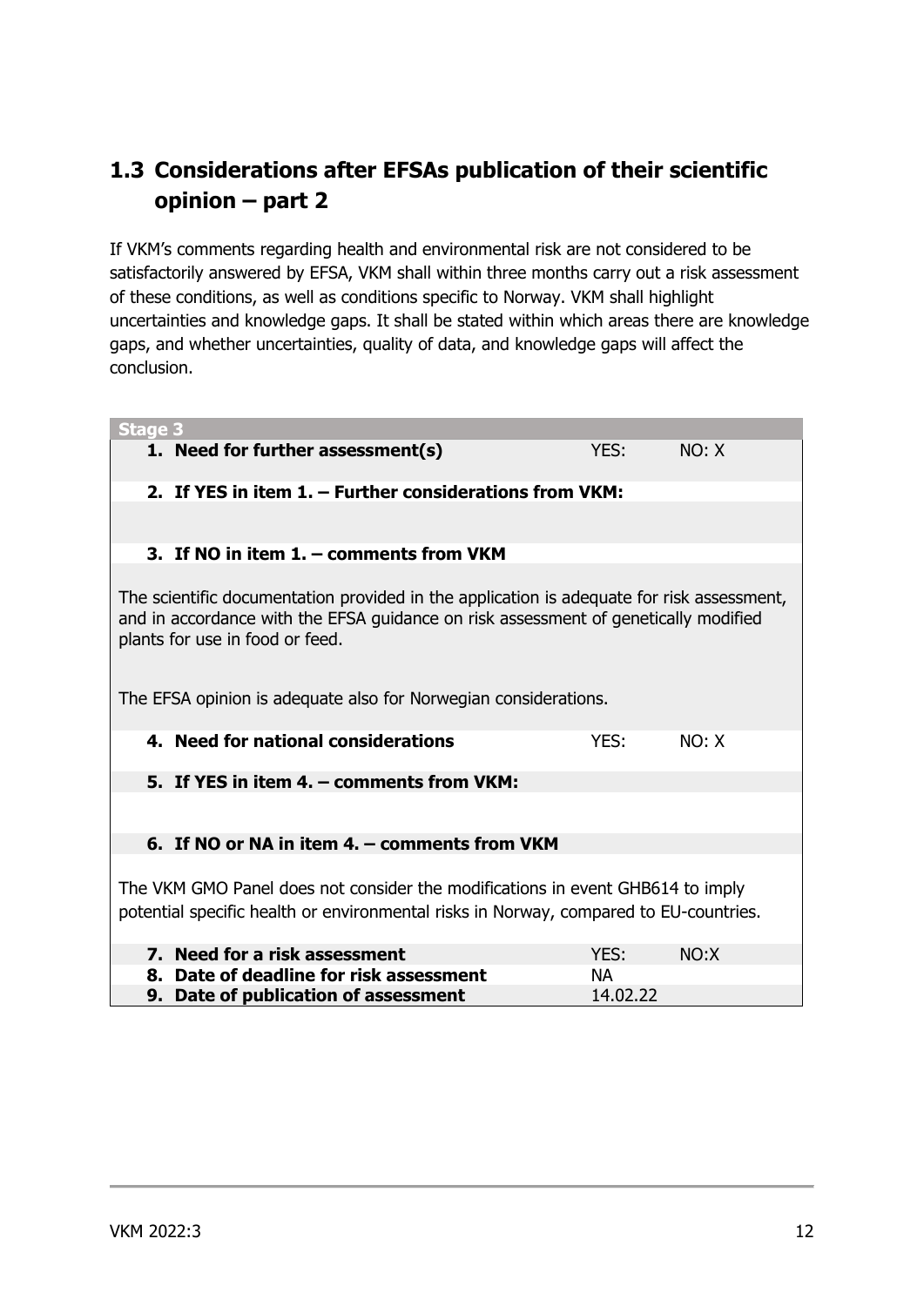## 1.3 Considerations after EFSAs publication of their scientific opinion – part 2

If VKM's comments regarding health and environmental risk are not considered to be satisfactorily answered by EFSA, VKM shall within three months carry out a risk assessment of these conditions, as well as conditions specific to Norway. VKM shall highlight uncertainties and knowledge gaps. It shall be stated within which areas there are knowledge gaps, and whether uncertainties, quality of data, and knowledge gaps will affect the conclusion.

| Stage 3 | | |
|---|---|---|
| **1. Need for further assessment(s)** | YES: | NO: X |
| **2. If YES in item 1. – Further considerations from VKM:** | | |
| | | |
| **3. If NO in item 1. – comments from VKM** | | |
| The scientific documentation provided in the application is adequate for risk assessment, and in accordance with the EFSA guidance on risk assessment of genetically modified plants for use in food or feed.<br><br>The EFSA opinion is adequate also for Norwegian considerations. | | |
| **4. Need for national considerations** | YES: | NO: X |
| **5. If YES in item 4. – comments from VKM:** | | |
| | | |
| **6. If NO or NA in item 4. – comments from VKM** | | |
| The VKM GMO Panel does not consider the modifications in event GHB614 to imply potential specific health or environmental risks in Norway, compared to EU-countries. | | |
| **7. Need for a risk assessment** | YES: | NO:X |
| **8. Date of deadline for risk assessment** | NA | |
| **9. Date of publication of assessment** | 14.02.22 | |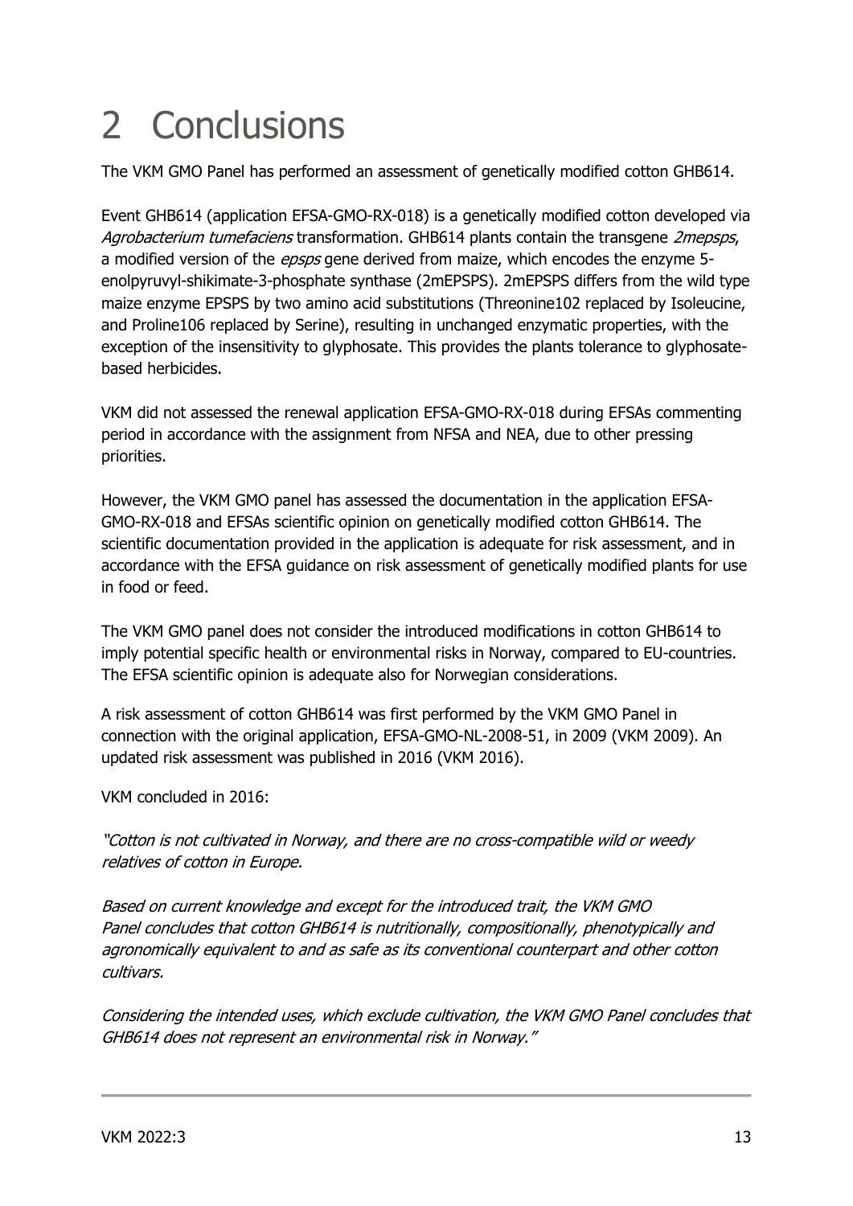# 2 Conclusions

The VKM GMO Panel has performed an assessment of genetically modified cotton GHB614.

Event GHB614 (application EFSA-GMO-RX-018) is a genetically modified cotton developed via *Agrobacterium tumefaciens* transformation. GHB614 plants contain the transgene *2mepsps*, a modified version of the *epsps* gene derived from maize, which encodes the enzyme 5-enolpyruvyl-shikimate-3-phosphate synthase (2mEPSPS). 2mEPSPS differs from the wild type maize enzyme EPSPS by two amino acid substitutions (Threonine102 replaced by Isoleucine, and Proline106 replaced by Serine), resulting in unchanged enzymatic properties, with the exception of the insensitivity to glyphosate. This provides the plants tolerance to glyphosate-based herbicides.

VKM did not assessed the renewal application EFSA-GMO-RX-018 during EFSAs commenting period in accordance with the assignment from NFSA and NEA, due to other pressing priorities.

However, the VKM GMO panel has assessed the documentation in the application EFSA-GMO-RX-018 and EFSAs scientific opinion on genetically modified cotton GHB614. The scientific documentation provided in the application is adequate for risk assessment, and in accordance with the EFSA guidance on risk assessment of genetically modified plants for use in food or feed.

The VKM GMO panel does not consider the introduced modifications in cotton GHB614 to imply potential specific health or environmental risks in Norway, compared to EU-countries. The EFSA scientific opinion is adequate also for Norwegian considerations.

A risk assessment of cotton GHB614 was first performed by the VKM GMO Panel in connection with the original application, EFSA-GMO-NL-2008-51, in 2009 (VKM 2009). An updated risk assessment was published in 2016 (VKM 2016).

VKM concluded in 2016:

*"Cotton is not cultivated in Norway, and there are no cross-compatible wild or weedy relatives of cotton in Europe.*

*Based on current knowledge and except for the introduced trait, the VKM GMO Panel concludes that cotton GHB614 is nutritionally, compositionally, phenotypically and agronomically equivalent to and as safe as its conventional counterpart and other cotton cultivars.*

*Considering the intended uses, which exclude cultivation, the VKM GMO Panel concludes that GHB614 does not represent an environmental risk in Norway."*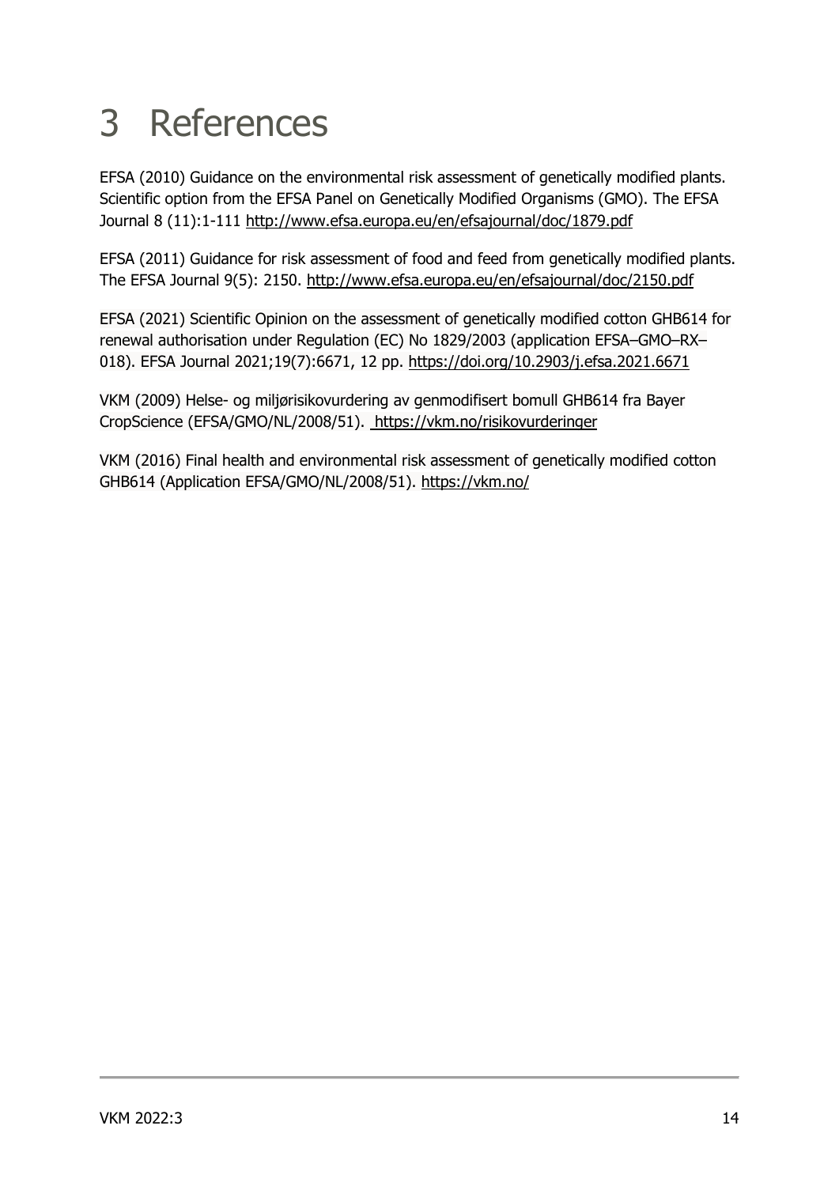# 3 References

EFSA (2010) Guidance on the environmental risk assessment of genetically modified plants. Scientific option from the EFSA Panel on Genetically Modified Organisms (GMO). The EFSA Journal 8 (11):1-111 http://www.efsa.europa.eu/en/efsajournal/doc/1879.pdf

EFSA (2011) Guidance for risk assessment of food and feed from genetically modified plants. The EFSA Journal 9(5): 2150. http://www.efsa.europa.eu/en/efsajournal/doc/2150.pdf

EFSA (2021) Scientific Opinion on the assessment of genetically modified cotton GHB614 for renewal authorisation under Regulation (EC) No 1829/2003 (application EFSA–GMO–RX–018). EFSA Journal 2021;19(7):6671, 12 pp. https://doi.org/10.2903/j.efsa.2021.6671

VKM (2009) Helse- og miljørisikovurdering av genmodifisert bomull GHB614 fra Bayer CropScience (EFSA/GMO/NL/2008/51). https://vkm.no/risikovurderinger

VKM (2016) Final health and environmental risk assessment of genetically modified cotton GHB614 (Application EFSA/GMO/NL/2008/51). https://vkm.no/